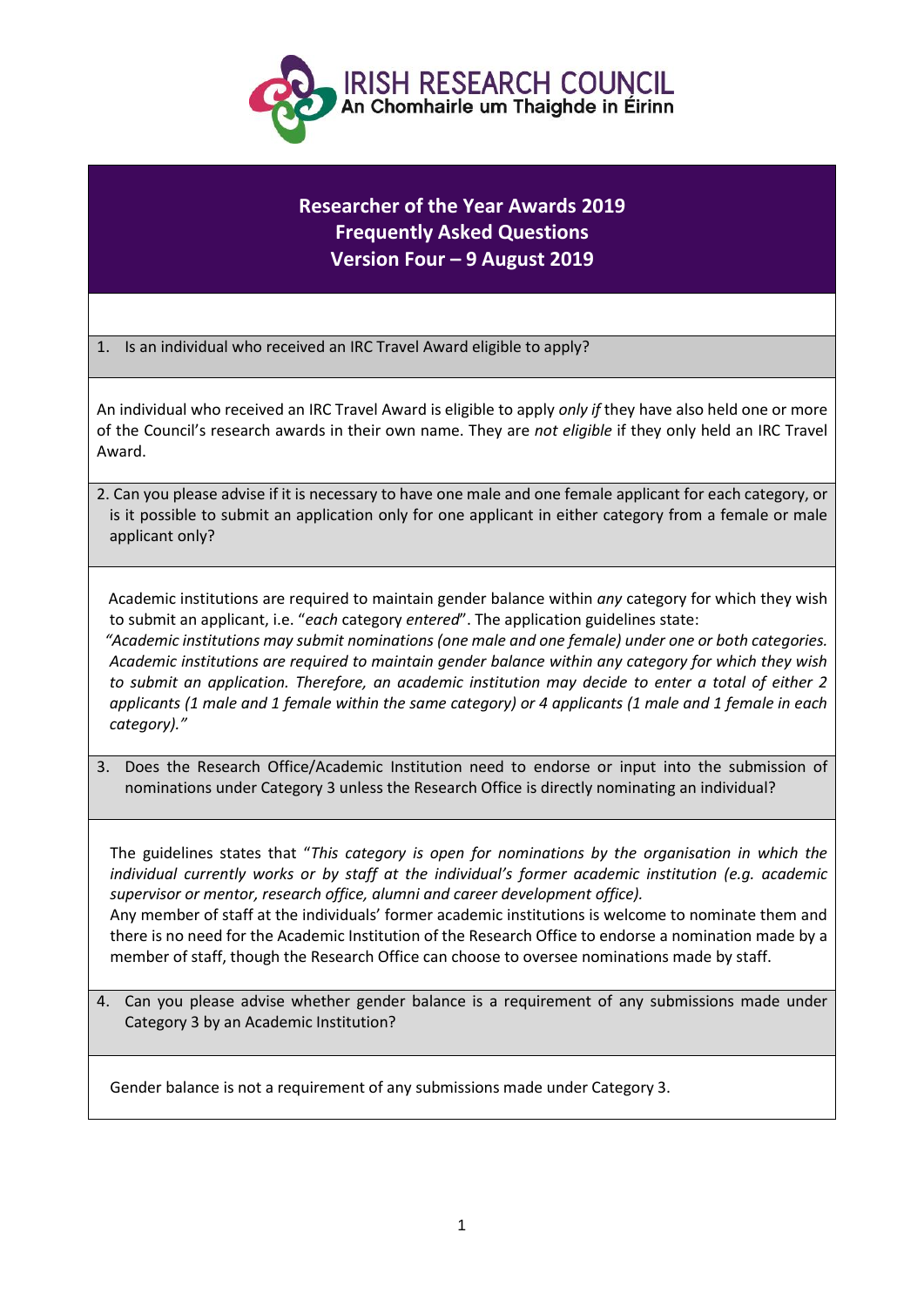IRISH RESEARCH COUNCIL
An Chomhairle um Thaighde in Éirinn

# Researcher of the Year Awards 2019
## Frequently Asked Questions
## Version Four – 9 August 2019

**1. Is an individual who received an IRC Travel Award eligible to apply?**

An individual who received an IRC Travel Award is eligible to apply *only if* they have also held one or more of the Council's research awards in their own name. They are *not eligible* if they only held an IRC Travel Award.

**2. Can you please advise if it is necessary to have one male and one female applicant for each category, or is it possible to submit an application only for one applicant in either category from a female or male applicant only?**

Academic institutions are required to maintain gender balance within *any* category for which they wish to submit an applicant, i.e. "*each* category *entered*". The application guidelines state:

*"Academic institutions may submit nominations (one male and one female) under one or both categories. Academic institutions are required to maintain gender balance within any category for which they wish to submit an application. Therefore, an academic institution may decide to enter a total of either 2 applicants (1 male and 1 female within the same category) or 4 applicants (1 male and 1 female in each category)."*

**3. Does the Research Office/Academic Institution need to endorse or input into the submission of nominations under Category 3 unless the Research Office is directly nominating an individual?**

The guidelines states that "*This category is open for nominations by the organisation in which the individual currently works or by staff at the individual's former academic institution (e.g. academic supervisor or mentor, research office, alumni and career development office).*

Any member of staff at the individuals' former academic institutions is welcome to nominate them and there is no need for the Academic Institution of the Research Office to endorse a nomination made by a member of staff, though the Research Office can choose to oversee nominations made by staff.

**4. Can you please advise whether gender balance is a requirement of any submissions made under Category 3 by an Academic Institution?**

Gender balance is not a requirement of any submissions made under Category 3.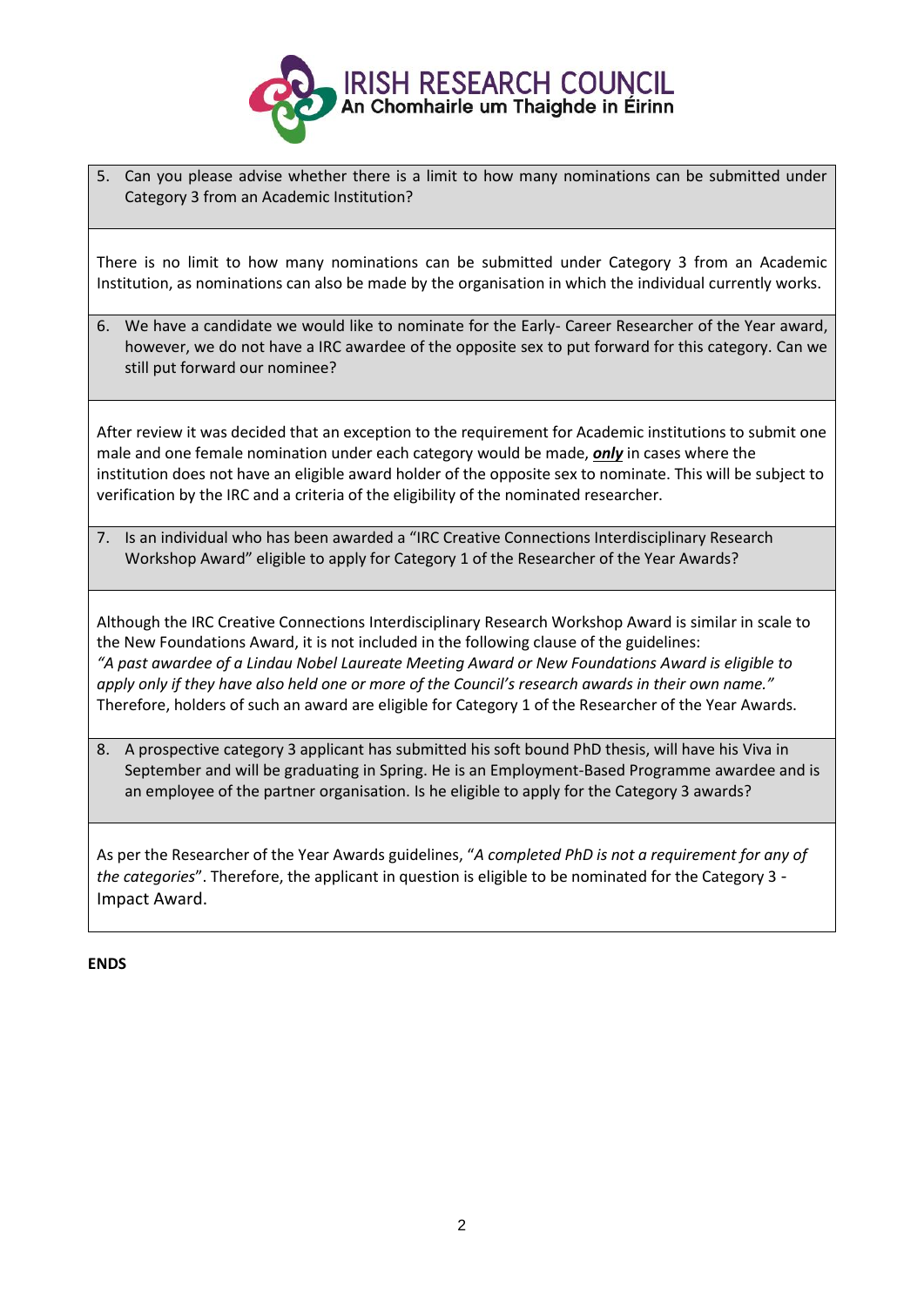5. Can you please advise whether there is a limit to how many nominations can be submitted under Category 3 from an Academic Institution?

There is no limit to how many nominations can be submitted under Category 3 from an Academic Institution, as nominations can also be made by the organisation in which the individual currently works.

6. We have a candidate we would like to nominate for the Early- Career Researcher of the Year award, however, we do not have a IRC awardee of the opposite sex to put forward for this category. Can we still put forward our nominee?

After review it was decided that an exception to the requirement for Academic institutions to submit one male and one female nomination under each category would be made, ***only*** in cases where the institution does not have an eligible award holder of the opposite sex to nominate. This will be subject to verification by the IRC and a criteria of the eligibility of the nominated researcher.

7. Is an individual who has been awarded a "IRC Creative Connections Interdisciplinary Research Workshop Award" eligible to apply for Category 1 of the Researcher of the Year Awards?

Although the IRC Creative Connections Interdisciplinary Research Workshop Award is similar in scale to the New Foundations Award, it is not included in the following clause of the guidelines:
*"A past awardee of a Lindau Nobel Laureate Meeting Award or New Foundations Award is eligible to apply only if they have also held one or more of the Council's research awards in their own name."*
Therefore, holders of such an award are eligible for Category 1 of the Researcher of the Year Awards.

8. A prospective category 3 applicant has submitted his soft bound PhD thesis, will have his Viva in September and will be graduating in Spring. He is an Employment-Based Programme awardee and is an employee of the partner organisation. Is he eligible to apply for the Category 3 awards?

As per the Researcher of the Year Awards guidelines, "*A completed PhD is not a requirement for any of the categories*". Therefore, the applicant in question is eligible to be nominated for the Category 3 - Impact Award.

**ENDS**